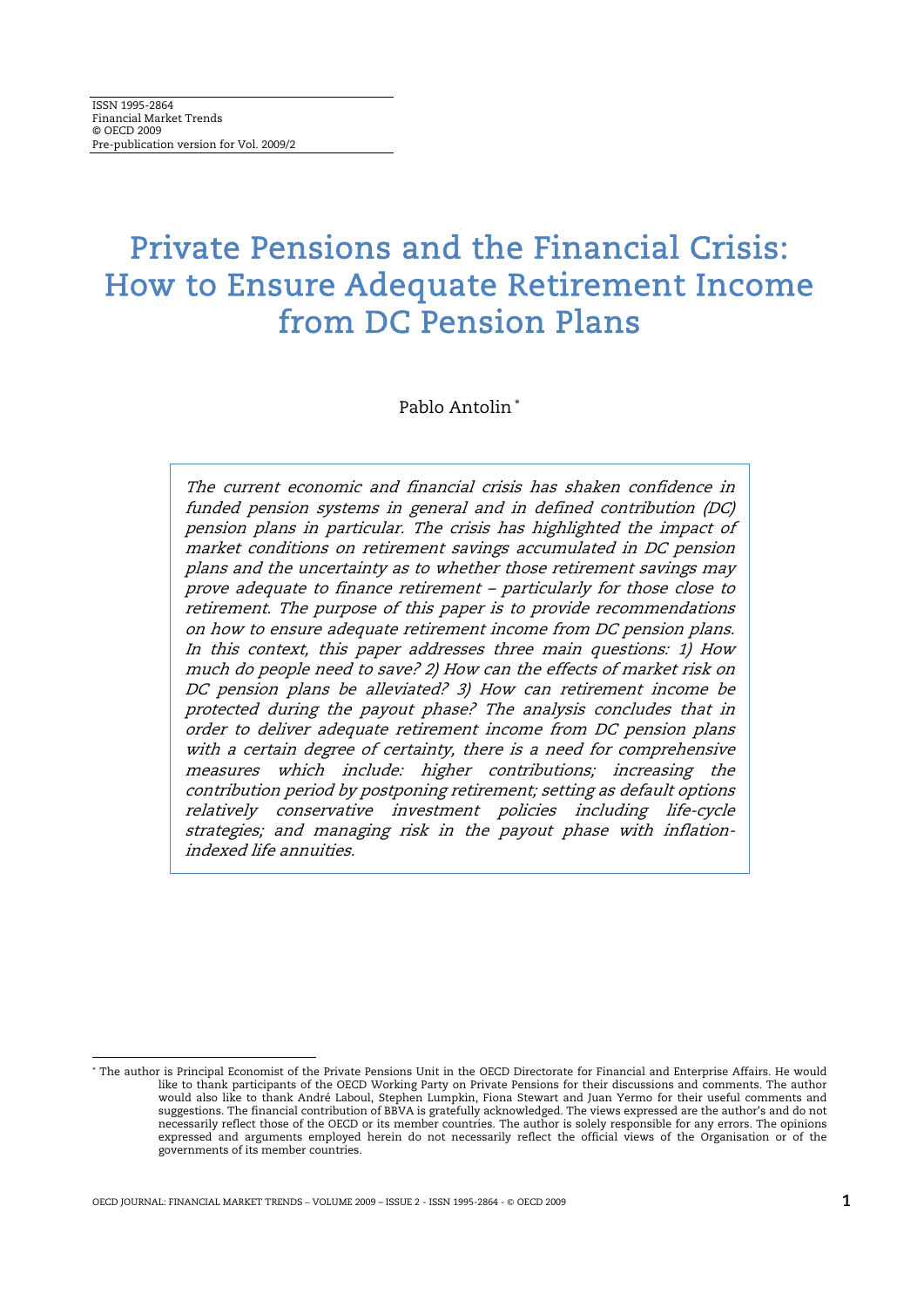ISSN 1995-2864
Financial Market Trends
© OECD 2009
Pre-publication version for Vol. 2009/2

# Private Pensions and the Financial Crisis: How to Ensure Adequate Retirement Income from DC Pension Plans

Pablo Antolin [*]

*The current economic and financial crisis has shaken confidence in funded pension systems in general and in defined contribution (DC) pension plans in particular. The crisis has highlighted the impact of market conditions on retirement savings accumulated in DC pension plans and the uncertainty as to whether those retirement savings may prove adequate to finance retirement – particularly for those close to retirement. The purpose of this paper is to provide recommendations on how to ensure adequate retirement income from DC pension plans. In this context, this paper addresses three main questions: 1) How much do people need to save? 2) How can the effects of market risk on DC pension plans be alleviated? 3) How can retirement income be protected during the payout phase? The analysis concludes that in order to deliver adequate retirement income from DC pension plans with a certain degree of certainty, there is a need for comprehensive measures which include: higher contributions; increasing the contribution period by postponing retirement; setting as default options relatively conservative investment policies including life-cycle strategies; and managing risk in the payout phase with inflation-indexed life annuities.*

---

[*] The author is Principal Economist of the Private Pensions Unit in the OECD Directorate for Financial and Enterprise Affairs. He would like to thank participants of the OECD Working Party on Private Pensions for their discussions and comments. The author would also like to thank André Laboul, Stephen Lumpkin, Fiona Stewart and Juan Yermo for their useful comments and suggestions. The financial contribution of BBVA is gratefully acknowledged. The views expressed are the author's and do not necessarily reflect those of the OECD or its member countries. The author is solely responsible for any errors. The opinions expressed and arguments employed herein do not necessarily reflect the official views of the Organisation or of the governments of its member countries.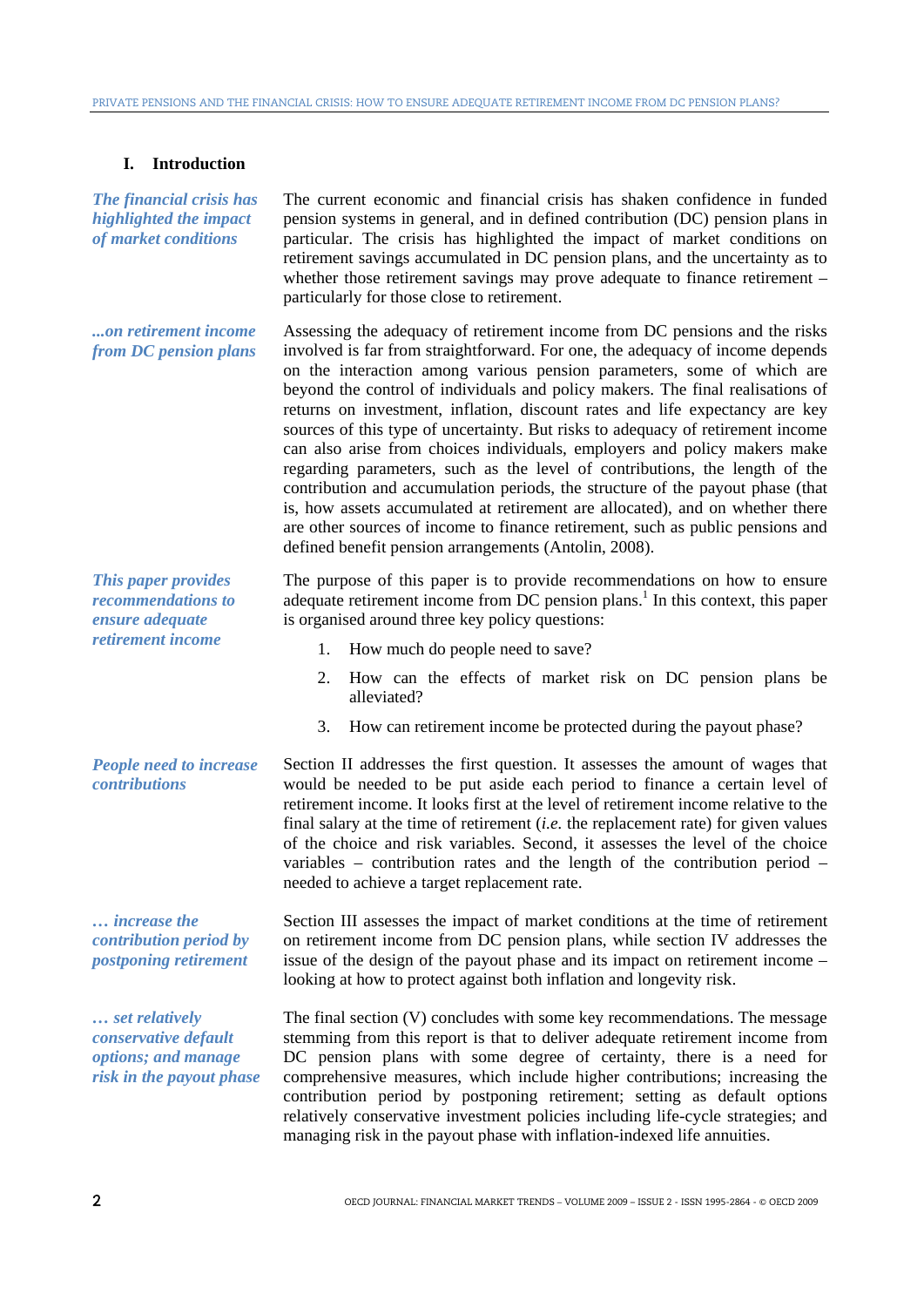## I. Introduction

*The financial crisis has highlighted the impact of market conditions*

The current economic and financial crisis has shaken confidence in funded pension systems in general, and in defined contribution (DC) pension plans in particular. The crisis has highlighted the impact of market conditions on retirement savings accumulated in DC pension plans, and the uncertainty as to whether those retirement savings may prove adequate to finance retirement – particularly for those close to retirement.

*...on retirement income from DC pension plans*

Assessing the adequacy of retirement income from DC pensions and the risks involved is far from straightforward. For one, the adequacy of income depends on the interaction among various pension parameters, some of which are beyond the control of individuals and policy makers. The final realisations of returns on investment, inflation, discount rates and life expectancy are key sources of this type of uncertainty. But risks to adequacy of retirement income can also arise from choices individuals, employers and policy makers make regarding parameters, such as the level of contributions, the length of the contribution and accumulation periods, the structure of the payout phase (that is, how assets accumulated at retirement are allocated), and on whether there are other sources of income to finance retirement, such as public pensions and defined benefit pension arrangements (Antolin, 2008).

*This paper provides recommendations to ensure adequate retirement income*

The purpose of this paper is to provide recommendations on how to ensure adequate retirement income from DC pension plans.[1] In this context, this paper is organised around three key policy questions:

1. How much do people need to save?
2. How can the effects of market risk on DC pension plans be alleviated?
3. How can retirement income be protected during the payout phase?

*People need to increase contributions*

Section II addresses the first question. It assesses the amount of wages that would be needed to be put aside each period to finance a certain level of retirement income. It looks first at the level of retirement income relative to the final salary at the time of retirement (*i.e.* the replacement rate) for given values of the choice and risk variables. Second, it assesses the level of the choice variables – contribution rates and the length of the contribution period – needed to achieve a target replacement rate.

*… increase the contribution period by postponing retirement*

Section III assesses the impact of market conditions at the time of retirement on retirement income from DC pension plans, while section IV addresses the issue of the design of the payout phase and its impact on retirement income – looking at how to protect against both inflation and longevity risk.

*… set relatively conservative default options; and manage risk in the payout phase*

The final section (V) concludes with some key recommendations. The message stemming from this report is that to deliver adequate retirement income from DC pension plans with some degree of certainty, there is a need for comprehensive measures, which include higher contributions; increasing the contribution period by postponing retirement; setting as default options relatively conservative investment policies including life-cycle strategies; and managing risk in the payout phase with inflation-indexed life annuities.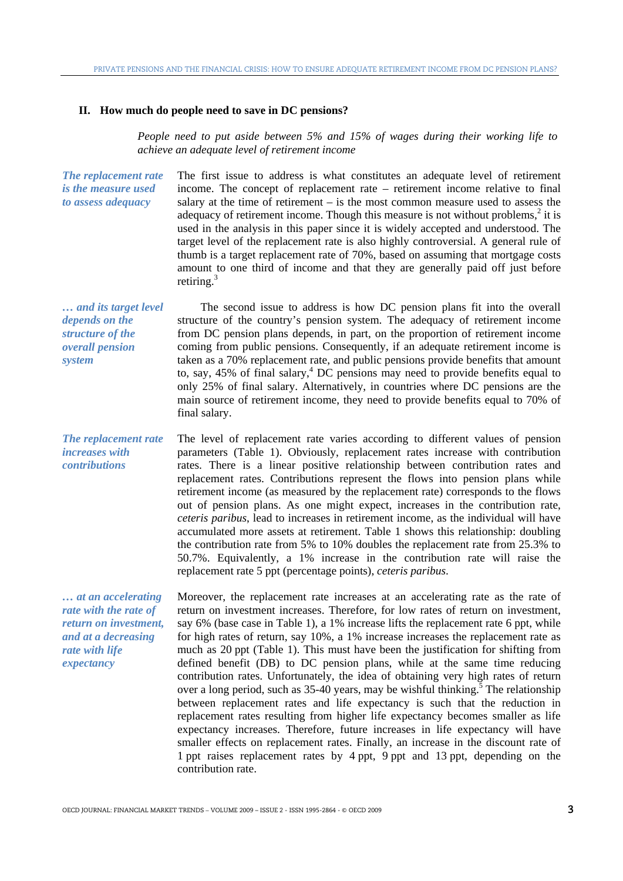## II. How much do people need to save in DC pensions?

*People need to put aside between 5% and 15% of wages during their working life to achieve an adequate level of retirement income*

***The replacement rate is the measure used to assess adequacy***

The first issue to address is what constitutes an adequate level of retirement income. The concept of replacement rate – retirement income relative to final salary at the time of retirement – is the most common measure used to assess the adequacy of retirement income. Though this measure is not without problems,[2] it is used in the analysis in this paper since it is widely accepted and understood. The target level of the replacement rate is also highly controversial. A general rule of thumb is a target replacement rate of 70%, based on assuming that mortgage costs amount to one third of income and that they are generally paid off just before retiring.[3]

***… and its target level depends on the structure of the overall pension system***

The second issue to address is how DC pension plans fit into the overall structure of the country's pension system. The adequacy of retirement income from DC pension plans depends, in part, on the proportion of retirement income coming from public pensions. Consequently, if an adequate retirement income is taken as a 70% replacement rate, and public pensions provide benefits that amount to, say, 45% of final salary,[4] DC pensions may need to provide benefits equal to only 25% of final salary. Alternatively, in countries where DC pensions are the main source of retirement income, they need to provide benefits equal to 70% of final salary.

***The replacement rate increases with contributions***

The level of replacement rate varies according to different values of pension parameters (Table 1). Obviously, replacement rates increase with contribution rates. There is a linear positive relationship between contribution rates and replacement rates. Contributions represent the flows into pension plans while retirement income (as measured by the replacement rate) corresponds to the flows out of pension plans. As one might expect, increases in the contribution rate, *ceteris paribus*, lead to increases in retirement income, as the individual will have accumulated more assets at retirement. Table 1 shows this relationship: doubling the contribution rate from 5% to 10% doubles the replacement rate from 25.3% to 50.7%. Equivalently, a 1% increase in the contribution rate will raise the replacement rate 5 ppt (percentage points), *ceteris paribus*.

***… at an accelerating rate with the rate of return on investment, and at a decreasing rate with life expectancy***

Moreover, the replacement rate increases at an accelerating rate as the rate of return on investment increases. Therefore, for low rates of return on investment, say 6% (base case in Table 1), a 1% increase lifts the replacement rate 6 ppt, while for high rates of return, say 10%, a 1% increase increases the replacement rate as much as 20 ppt (Table 1). This must have been the justification for shifting from defined benefit (DB) to DC pension plans, while at the same time reducing contribution rates. Unfortunately, the idea of obtaining very high rates of return over a long period, such as 35-40 years, may be wishful thinking.[5] The relationship between replacement rates and life expectancy is such that the reduction in replacement rates resulting from higher life expectancy becomes smaller as life expectancy increases. Therefore, future increases in life expectancy will have smaller effects on replacement rates. Finally, an increase in the discount rate of 1 ppt raises replacement rates by 4 ppt, 9 ppt and 13 ppt, depending on the contribution rate.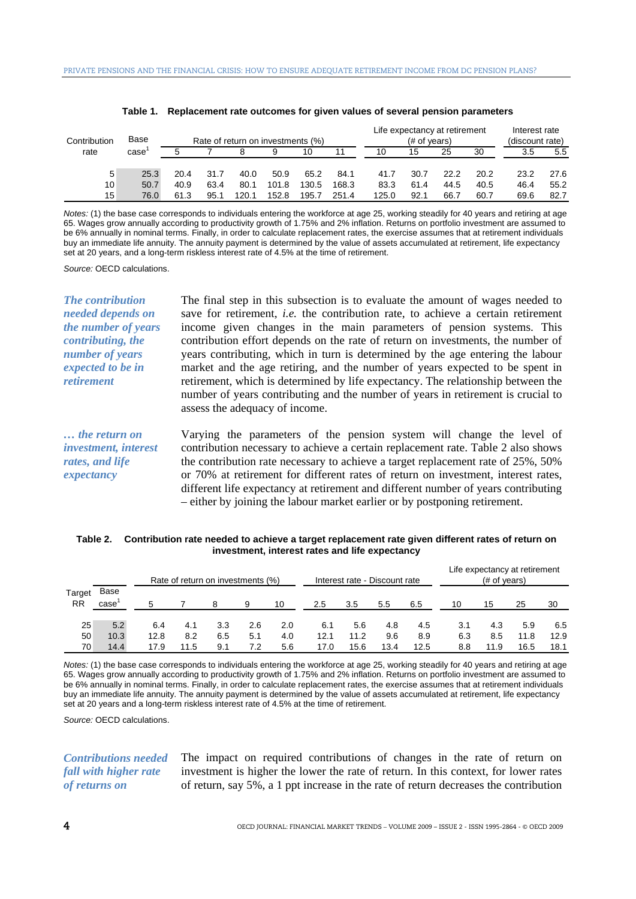**Table 1. Replacement rate outcomes for given values of several pension parameters**

| Contribution rate | Base case[1] | Rate of return on investments (%) | | | | | | Life expectancy at retirement (# of years) | | | | Interest rate (discount rate) | |
|---|---|---|---|---|---|---|---|---|---|---|---|---|---|
| | | 5 | 7 | 8 | 9 | 10 | 11 | 10 | 15 | 25 | 30 | 3.5 | 5.5 |
| 5 | 25.3 | 20.4 | 31.7 | 40.0 | 50.9 | 65.2 | 84.1 | 41.7 | 30.7 | 22.2 | 20.2 | 23.2 | 27.6 |
| 10 | 50.7 | 40.9 | 63.4 | 80.1 | 101.8 | 130.5 | 168.3 | 83.3 | 61.4 | 44.5 | 40.5 | 46.4 | 55.2 |
| 15 | 76.0 | 61.3 | 95.1 | 120.1 | 152.8 | 195.7 | 251.4 | 125.0 | 92.1 | 66.7 | 60.7 | 69.6 | 82.7 |

*Notes:* (1) the base case corresponds to individuals entering the workforce at age 25, working steadily for 40 years and retiring at age 65. Wages grow annually according to productivity growth of 1.75% and 2% inflation. Returns on portfolio investment are assumed to be 6% annually in nominal terms. Finally, in order to calculate replacement rates, the exercise assumes that at retirement individuals buy an immediate life annuity. The annuity payment is determined by the value of assets accumulated at retirement, life expectancy set at 20 years, and a long-term riskless interest rate of 4.5% at the time of retirement.

*Source:* OECD calculations.

***The contribution needed depends on the number of years contributing, the number of years expected to be in retirement***

The final step in this subsection is to evaluate the amount of wages needed to save for retirement, *i.e.* the contribution rate, to achieve a certain retirement income given changes in the main parameters of pension systems. This contribution effort depends on the rate of return on investments, the number of years contributing, which in turn is determined by the age entering the labour market and the age retiring, and the number of years expected to be spent in retirement, which is determined by life expectancy. The relationship between the number of years contributing and the number of years in retirement is crucial to assess the adequacy of income.

***… the return on investment, interest rates, and life expectancy***

Varying the parameters of the pension system will change the level of contribution necessary to achieve a certain replacement rate. Table 2 also shows the contribution rate necessary to achieve a target replacement rate of 25%, 50% or 70% at retirement for different rates of return on investment, interest rates, different life expectancy at retirement and different number of years contributing – either by joining the labour market earlier or by postponing retirement.

**Table 2. Contribution rate needed to achieve a target replacement rate given different rates of return on investment, interest rates and life expectancy**

| Target RR | Base case[1] | Rate of return on investments (%) | | | | | Interest rate - Discount rate | | | | Life expectancy at retirement (# of years) | | | |
|---|---|---|---|---|---|---|---|---|---|---|---|---|---|---|
| | | 5 | 7 | 8 | 9 | 10 | 2.5 | 3.5 | 5.5 | 6.5 | 10 | 15 | 25 | 30 |
| 25 | 5.2 | 6.4 | 4.1 | 3.3 | 2.6 | 2.0 | 6.1 | 5.6 | 4.8 | 4.5 | 3.1 | 4.3 | 5.9 | 6.5 |
| 50 | 10.3 | 12.8 | 8.2 | 6.5 | 5.1 | 4.0 | 12.1 | 11.2 | 9.6 | 8.9 | 6.3 | 8.5 | 11.8 | 12.9 |
| 70 | 14.4 | 17.9 | 11.5 | 9.1 | 7.2 | 5.6 | 17.0 | 15.6 | 13.4 | 12.5 | 8.8 | 11.9 | 16.5 | 18.1 |

*Notes:* (1) the base case corresponds to individuals entering the workforce at age 25, working steadily for 40 years and retiring at age 65. Wages grow annually according to productivity growth of 1.75% and 2% inflation. Returns on portfolio investment are assumed to be 6% annually in nominal terms. Finally, in order to calculate replacement rates, the exercise assumes that at retirement individuals buy an immediate life annuity. The annuity payment is determined by the value of assets accumulated at retirement, life expectancy set at 20 years and a long-term riskless interest rate of 4.5% at the time of retirement.

*Source:* OECD calculations.

***Contributions needed fall with higher rate of returns on***

The impact on required contributions of changes in the rate of return on investment is higher the lower the rate of return. In this context, for lower rates of return, say 5%, a 1 ppt increase in the rate of return decreases the contribution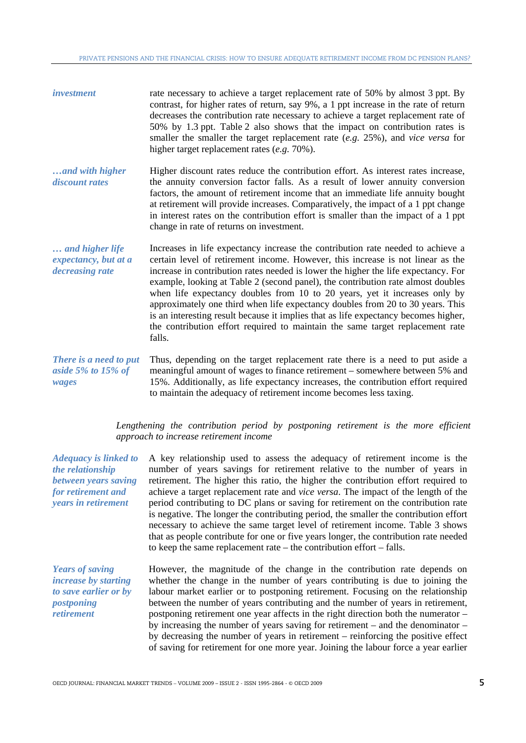*investment*

rate necessary to achieve a target replacement rate of 50% by almost 3 ppt. By contrast, for higher rates of return, say 9%, a 1 ppt increase in the rate of return decreases the contribution rate necessary to achieve a target replacement rate of 50% by 1.3 ppt. Table 2 also shows that the impact on contribution rates is smaller the smaller the target replacement rate (*e.g.* 25%), and *vice versa* for higher target replacement rates (*e.g.* 70%).

*…and with higher discount rates*

Higher discount rates reduce the contribution effort. As interest rates increase, the annuity conversion factor falls. As a result of lower annuity conversion factors, the amount of retirement income that an immediate life annuity bought at retirement will provide increases. Comparatively, the impact of a 1 ppt change in interest rates on the contribution effort is smaller than the impact of a 1 ppt change in rate of returns on investment.

*… and higher life expectancy, but at a decreasing rate*

Increases in life expectancy increase the contribution rate needed to achieve a certain level of retirement income. However, this increase is not linear as the increase in contribution rates needed is lower the higher the life expectancy. For example, looking at Table 2 (second panel), the contribution rate almost doubles when life expectancy doubles from 10 to 20 years, yet it increases only by approximately one third when life expectancy doubles from 20 to 30 years. This is an interesting result because it implies that as life expectancy becomes higher, the contribution effort required to maintain the same target replacement rate falls.

*There is a need to put aside 5% to 15% of wages*

Thus, depending on the target replacement rate there is a need to put aside a meaningful amount of wages to finance retirement – somewhere between 5% and 15%. Additionally, as life expectancy increases, the contribution effort required to maintain the adequacy of retirement income becomes less taxing.

### *Lengthening the contribution period by postponing retirement is the more efficient approach to increase retirement income*

*Adequacy is linked to the relationship between years saving for retirement and years in retirement*

A key relationship used to assess the adequacy of retirement income is the number of years savings for retirement relative to the number of years in retirement. The higher this ratio, the higher the contribution effort required to achieve a target replacement rate and *vice versa*. The impact of the length of the period contributing to DC plans or saving for retirement on the contribution rate is negative. The longer the contributing period, the smaller the contribution effort necessary to achieve the same target level of retirement income. Table 3 shows that as people contribute for one or five years longer, the contribution rate needed to keep the same replacement rate – the contribution effort – falls.

*Years of saving increase by starting to save earlier or by postponing retirement*

However, the magnitude of the change in the contribution rate depends on whether the change in the number of years contributing is due to joining the labour market earlier or to postponing retirement. Focusing on the relationship between the number of years contributing and the number of years in retirement, postponing retirement one year affects in the right direction both the numerator – by increasing the number of years saving for retirement – and the denominator – by decreasing the number of years in retirement – reinforcing the positive effect of saving for retirement for one more year. Joining the labour force a year earlier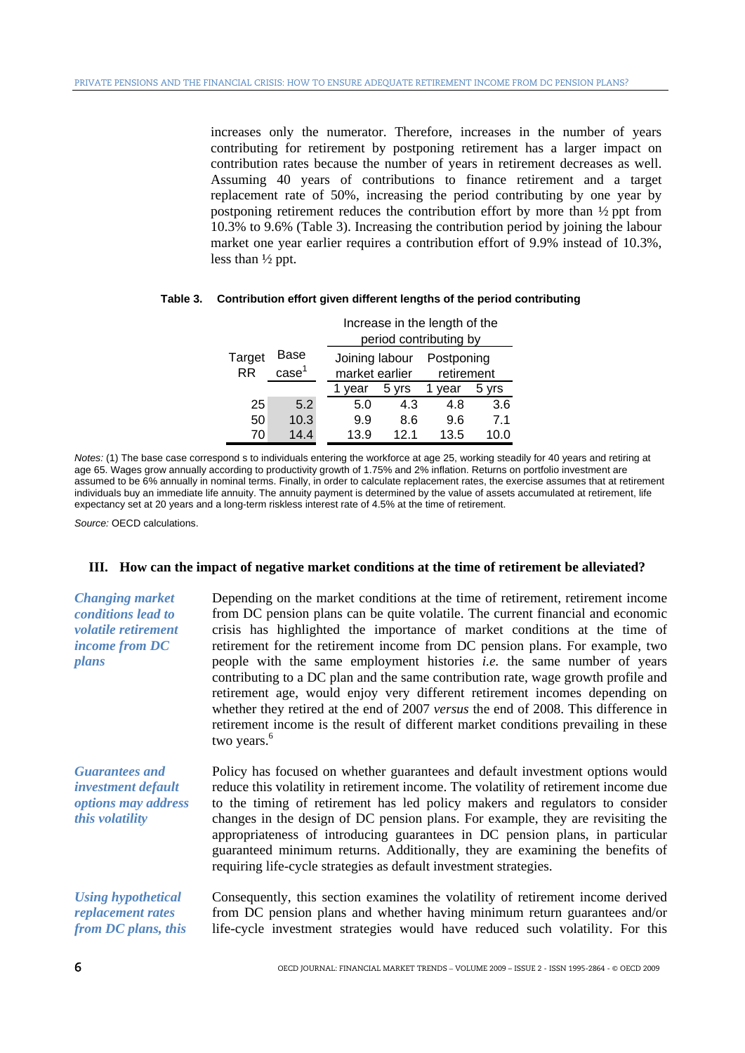increases only the numerator. Therefore, increases in the number of years contributing for retirement by postponing retirement has a larger impact on contribution rates because the number of years in retirement decreases as well. Assuming 40 years of contributions to finance retirement and a target replacement rate of 50%, increasing the period contributing by one year by postponing retirement reduces the contribution effort by more than ½ ppt from 10.3% to 9.6% (Table 3). Increasing the contribution period by joining the labour market one year earlier requires a contribution effort of 9.9% instead of 10.3%, less than ½ ppt.

**Table 3. Contribution effort given different lengths of the period contributing**

| Target RR | Base case[1] | Increase in the length of the period contributing by | | | |
|---|---|---|---|---|---|
| | | Joining labour market earlier | | Postponing retirement | |
| | | 1 year | 5 yrs | 1 year | 5 yrs |
| 25 | 5.2 | 5.0 | 4.3 | 4.8 | 3.6 |
| 50 | 10.3 | 9.9 | 8.6 | 9.6 | 7.1 |
| 70 | 14.4 | 13.9 | 12.1 | 13.5 | 10.0 |

*Notes:* (1) The base case correspond s to individuals entering the workforce at age 25, working steadily for 40 years and retiring at age 65. Wages grow annually according to productivity growth of 1.75% and 2% inflation. Returns on portfolio investment are assumed to be 6% annually in nominal terms. Finally, in order to calculate replacement rates, the exercise assumes that at retirement individuals buy an immediate life annuity. The annuity payment is determined by the value of assets accumulated at retirement, life expectancy set at 20 years and a long-term riskless interest rate of 4.5% at the time of retirement.

*Source:* OECD calculations.

## III. How can the impact of negative market conditions at the time of retirement be alleviated?

***Changing market conditions lead to volatile retirement income from DC plans***

Depending on the market conditions at the time of retirement, retirement income from DC pension plans can be quite volatile. The current financial and economic crisis has highlighted the importance of market conditions at the time of retirement for the retirement income from DC pension plans. For example, two people with the same employment histories *i.e.* the same number of years contributing to a DC plan and the same contribution rate, wage growth profile and retirement age, would enjoy very different retirement incomes depending on whether they retired at the end of 2007 *versus* the end of 2008. This difference in retirement income is the result of different market conditions prevailing in these two years.[6]

***Guarantees and investment default options may address this volatility***

Policy has focused on whether guarantees and default investment options would reduce this volatility in retirement income. The volatility of retirement income due to the timing of retirement has led policy makers and regulators to consider changes in the design of DC pension plans. For example, they are revisiting the appropriateness of introducing guarantees in DC pension plans, in particular guaranteed minimum returns. Additionally, they are examining the benefits of requiring life-cycle strategies as default investment strategies.

***Using hypothetical replacement rates from DC plans, this***

Consequently, this section examines the volatility of retirement income derived from DC pension plans and whether having minimum return guarantees and/or life-cycle investment strategies would have reduced such volatility. For this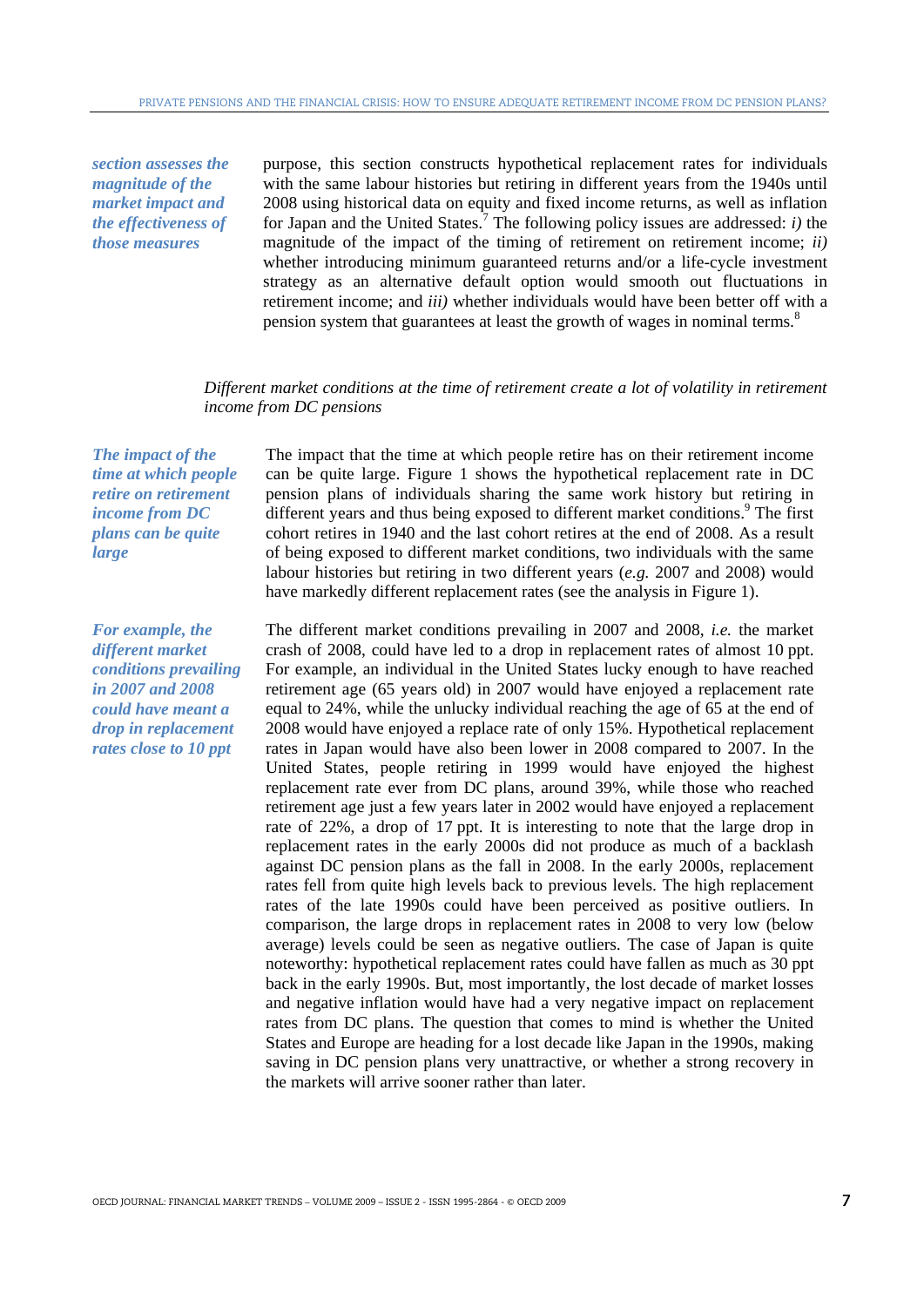*section assesses the magnitude of the market impact and the effectiveness of those measures*

purpose, this section constructs hypothetical replacement rates for individuals with the same labour histories but retiring in different years from the 1940s until 2008 using historical data on equity and fixed income returns, as well as inflation for Japan and the United States.[7] The following policy issues are addressed: *i)* the magnitude of the impact of the timing of retirement on retirement income; *ii)* whether introducing minimum guaranteed returns and/or a life-cycle investment strategy as an alternative default option would smooth out fluctuations in retirement income; and *iii)* whether individuals would have been better off with a pension system that guarantees at least the growth of wages in nominal terms.[8]

### *Different market conditions at the time of retirement create a lot of volatility in retirement income from DC pensions*

*The impact of the time at which people retire on retirement income from DC plans can be quite large*

The impact that the time at which people retire has on their retirement income can be quite large. Figure 1 shows the hypothetical replacement rate in DC pension plans of individuals sharing the same work history but retiring in different years and thus being exposed to different market conditions.[9] The first cohort retires in 1940 and the last cohort retires at the end of 2008. As a result of being exposed to different market conditions, two individuals with the same labour histories but retiring in two different years (*e.g.* 2007 and 2008) would have markedly different replacement rates (see the analysis in Figure 1).

*For example, the different market conditions prevailing in 2007 and 2008 could have meant a drop in replacement rates close to 10 ppt*

The different market conditions prevailing in 2007 and 2008, *i.e.* the market crash of 2008, could have led to a drop in replacement rates of almost 10 ppt. For example, an individual in the United States lucky enough to have reached retirement age (65 years old) in 2007 would have enjoyed a replacement rate equal to 24%, while the unlucky individual reaching the age of 65 at the end of 2008 would have enjoyed a replace rate of only 15%. Hypothetical replacement rates in Japan would have also been lower in 2008 compared to 2007. In the United States, people retiring in 1999 would have enjoyed the highest replacement rate ever from DC plans, around 39%, while those who reached retirement age just a few years later in 2002 would have enjoyed a replacement rate of 22%, a drop of 17 ppt. It is interesting to note that the large drop in replacement rates in the early 2000s did not produce as much of a backlash against DC pension plans as the fall in 2008. In the early 2000s, replacement rates fell from quite high levels back to previous levels. The high replacement rates of the late 1990s could have been perceived as positive outliers. In comparison, the large drops in replacement rates in 2008 to very low (below average) levels could be seen as negative outliers. The case of Japan is quite noteworthy: hypothetical replacement rates could have fallen as much as 30 ppt back in the early 1990s. But, most importantly, the lost decade of market losses and negative inflation would have had a very negative impact on replacement rates from DC plans. The question that comes to mind is whether the United States and Europe are heading for a lost decade like Japan in the 1990s, making saving in DC pension plans very unattractive, or whether a strong recovery in the markets will arrive sooner rather than later.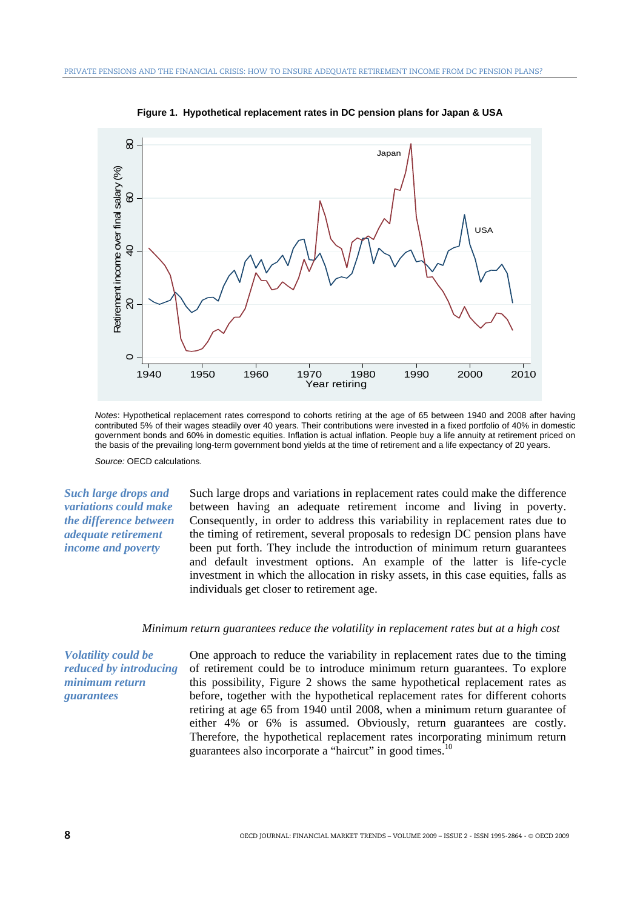**Figure 1. Hypothetical replacement rates in DC pension plans for Japan & USA**

*Notes*: Hypothetical replacement rates correspond to cohorts retiring at the age of 65 between 1940 and 2008 after having contributed 5% of their wages steadily over 40 years. Their contributions were invested in a fixed portfolio of 40% in domestic government bonds and 60% in domestic equities. Inflation is actual inflation. People buy a life annuity at retirement priced on the basis of the prevailing long-term government bond yields at the time of retirement and a life expectancy of 20 years.

*Source:* OECD calculations.

*Such large drops and variations could make the difference between adequate retirement income and poverty*

Such large drops and variations in replacement rates could make the difference between having an adequate retirement income and living in poverty. Consequently, in order to address this variability in replacement rates due to the timing of retirement, several proposals to redesign DC pension plans have been put forth. They include the introduction of minimum return guarantees and default investment options. An example of the latter is life-cycle investment in which the allocation in risky assets, in this case equities, falls as individuals get closer to retirement age.

### *Minimum return guarantees reduce the volatility in replacement rates but at a high cost*

*Volatility could be reduced by introducing minimum return guarantees*

One approach to reduce the variability in replacement rates due to the timing of retirement could be to introduce minimum return guarantees. To explore this possibility, Figure 2 shows the same hypothetical replacement rates as before, together with the hypothetical replacement rates for different cohorts retiring at age 65 from 1940 until 2008, when a minimum return guarantee of either 4% or 6% is assumed. Obviously, return guarantees are costly. Therefore, the hypothetical replacement rates incorporating minimum return guarantees also incorporate a "haircut" in good times.[10]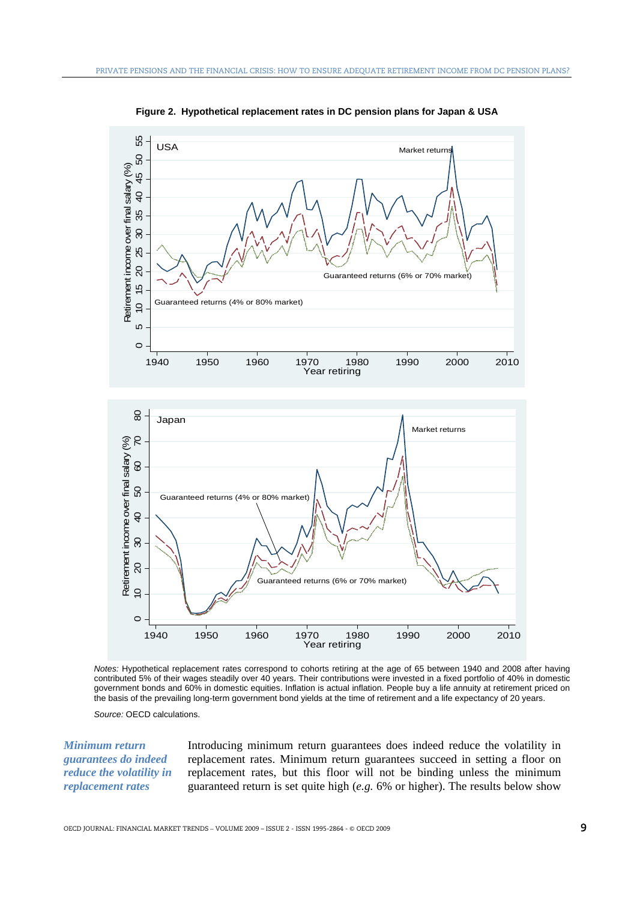**Figure 2. Hypothetical replacement rates in DC pension plans for Japan & USA**

*Notes:* Hypothetical replacement rates correspond to cohorts retiring at the age of 65 between 1940 and 2008 after having contributed 5% of their wages steadily over 40 years. Their contributions were invested in a fixed portfolio of 40% in domestic government bonds and 60% in domestic equities. Inflation is actual inflation. People buy a life annuity at retirement priced on the basis of the prevailing long-term government bond yields at the time of retirement and a life expectancy of 20 years.

*Source:* OECD calculations.

***Minimum return guarantees do indeed reduce the volatility in replacement rates***

Introducing minimum return guarantees does indeed reduce the volatility in replacement rates. Minimum return guarantees succeed in setting a floor on replacement rates, but this floor will not be binding unless the minimum guaranteed return is set quite high (*e.g.* 6% or higher). The results below show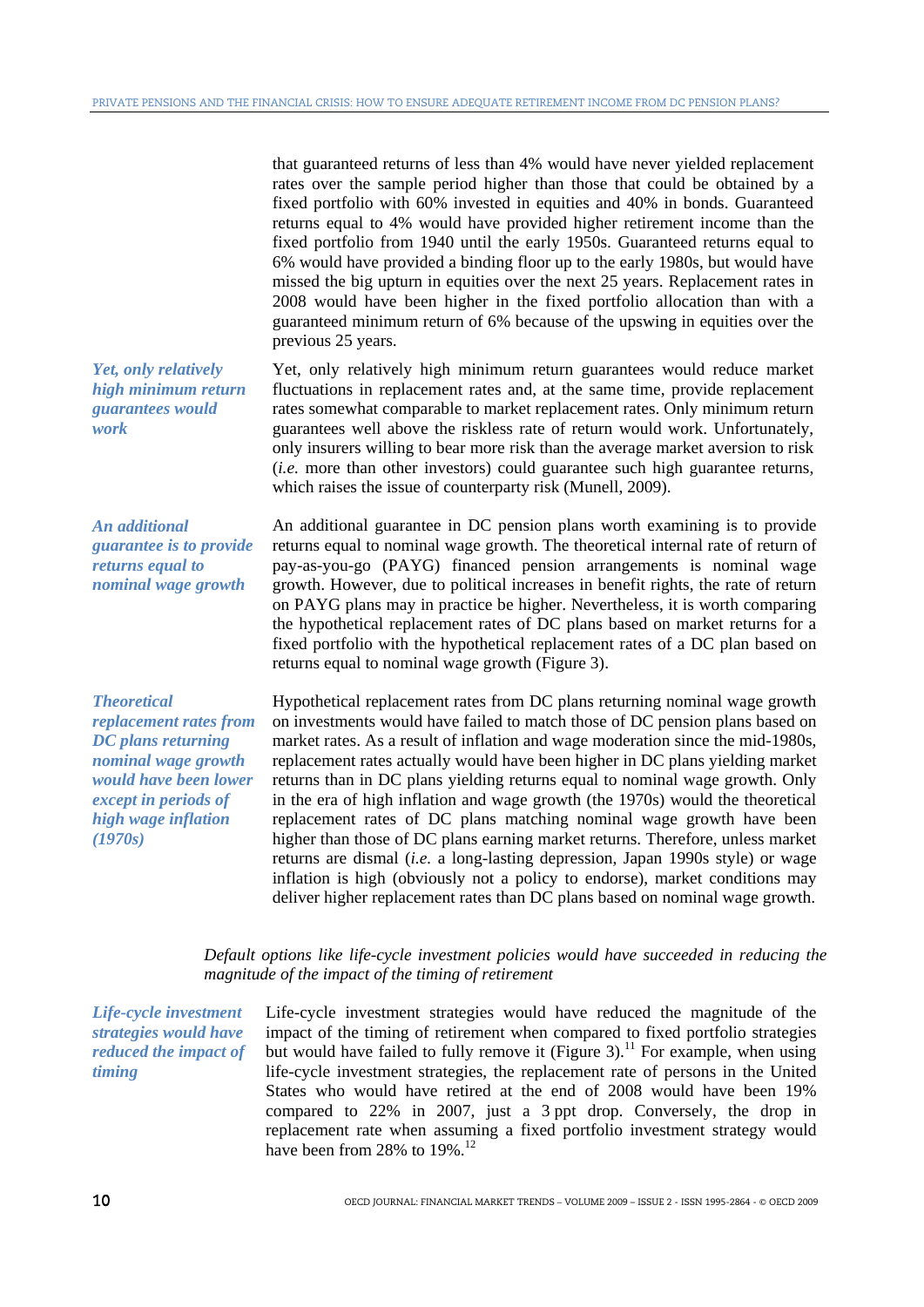that guaranteed returns of less than 4% would have never yielded replacement rates over the sample period higher than those that could be obtained by a fixed portfolio with 60% invested in equities and 40% in bonds. Guaranteed returns equal to 4% would have provided higher retirement income than the fixed portfolio from 1940 until the early 1950s. Guaranteed returns equal to 6% would have provided a binding floor up to the early 1980s, but would have missed the big upturn in equities over the next 25 years. Replacement rates in 2008 would have been higher in the fixed portfolio allocation than with a guaranteed minimum return of 6% because of the upswing in equities over the previous 25 years.

***Yet, only relatively high minimum return guarantees would work***

Yet, only relatively high minimum return guarantees would reduce market fluctuations in replacement rates and, at the same time, provide replacement rates somewhat comparable to market replacement rates. Only minimum return guarantees well above the riskless rate of return would work. Unfortunately, only insurers willing to bear more risk than the average market aversion to risk (*i.e.* more than other investors) could guarantee such high guarantee returns, which raises the issue of counterparty risk (Munell, 2009).

***An additional guarantee is to provide returns equal to nominal wage growth***

An additional guarantee in DC pension plans worth examining is to provide returns equal to nominal wage growth. The theoretical internal rate of return of pay-as-you-go (PAYG) financed pension arrangements is nominal wage growth. However, due to political increases in benefit rights, the rate of return on PAYG plans may in practice be higher. Nevertheless, it is worth comparing the hypothetical replacement rates of DC plans based on market returns for a fixed portfolio with the hypothetical replacement rates of a DC plan based on returns equal to nominal wage growth (Figure 3).

***Theoretical replacement rates from DC plans returning nominal wage growth would have been lower except in periods of high wage inflation (1970s)***

Hypothetical replacement rates from DC plans returning nominal wage growth on investments would have failed to match those of DC pension plans based on market rates. As a result of inflation and wage moderation since the mid-1980s, replacement rates actually would have been higher in DC plans yielding market returns than in DC plans yielding returns equal to nominal wage growth. Only in the era of high inflation and wage growth (the 1970s) would the theoretical replacement rates of DC plans matching nominal wage growth have been higher than those of DC plans earning market returns. Therefore, unless market returns are dismal (*i.e.* a long-lasting depression, Japan 1990s style) or wage inflation is high (obviously not a policy to endorse), market conditions may deliver higher replacement rates than DC plans based on nominal wage growth.

*Default options like life-cycle investment policies would have succeeded in reducing the magnitude of the impact of the timing of retirement*

***Life-cycle investment strategies would have reduced the impact of timing***

Life-cycle investment strategies would have reduced the magnitude of the impact of the timing of retirement when compared to fixed portfolio strategies but would have failed to fully remove it (Figure 3).[11] For example, when using life-cycle investment strategies, the replacement rate of persons in the United States who would have retired at the end of 2008 would have been 19% compared to 22% in 2007, just a 3 ppt drop. Conversely, the drop in replacement rate when assuming a fixed portfolio investment strategy would have been from 28% to 19%.[12]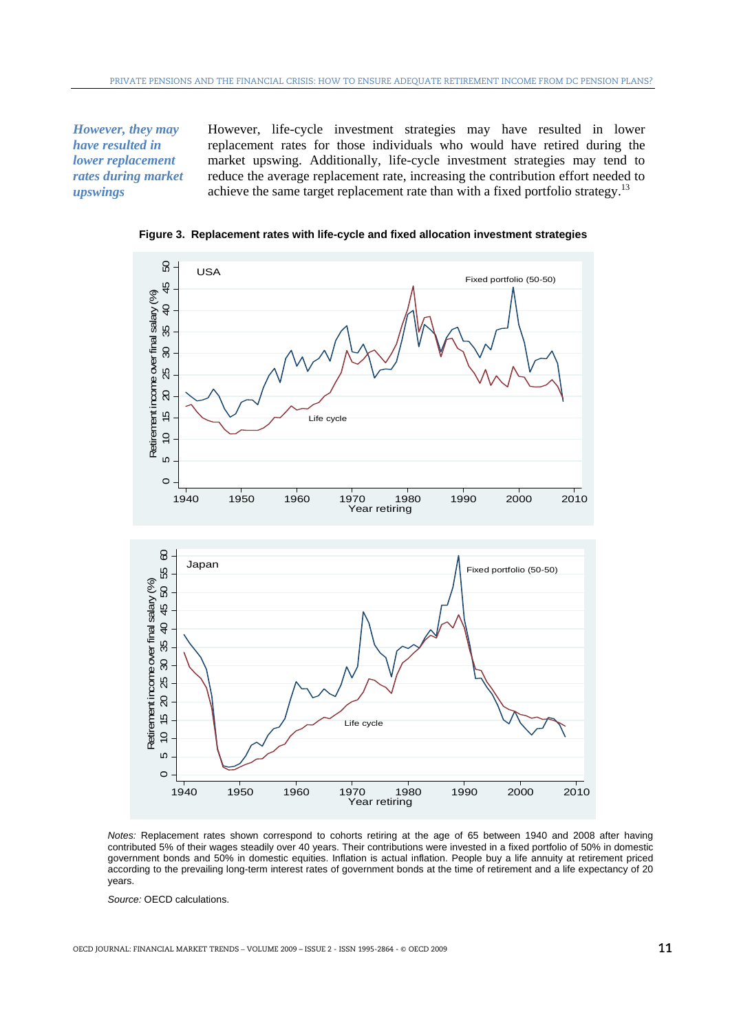*However, they may have resulted in lower replacement rates during market upswings*

However, life-cycle investment strategies may have resulted in lower replacement rates for those individuals who would have retired during the market upswing. Additionally, life-cycle investment strategies may tend to reduce the average replacement rate, increasing the contribution effort needed to achieve the same target replacement rate than with a fixed portfolio strategy.[13]

**Figure 3. Replacement rates with life-cycle and fixed allocation investment strategies**

*Notes:* Replacement rates shown correspond to cohorts retiring at the age of 65 between 1940 and 2008 after having contributed 5% of their wages steadily over 40 years. Their contributions were invested in a fixed portfolio of 50% in domestic government bonds and 50% in domestic equities. Inflation is actual inflation. People buy a life annuity at retirement priced according to the prevailing long-term interest rates of government bonds at the time of retirement and a life expectancy of 20 years.

*Source:* OECD calculations.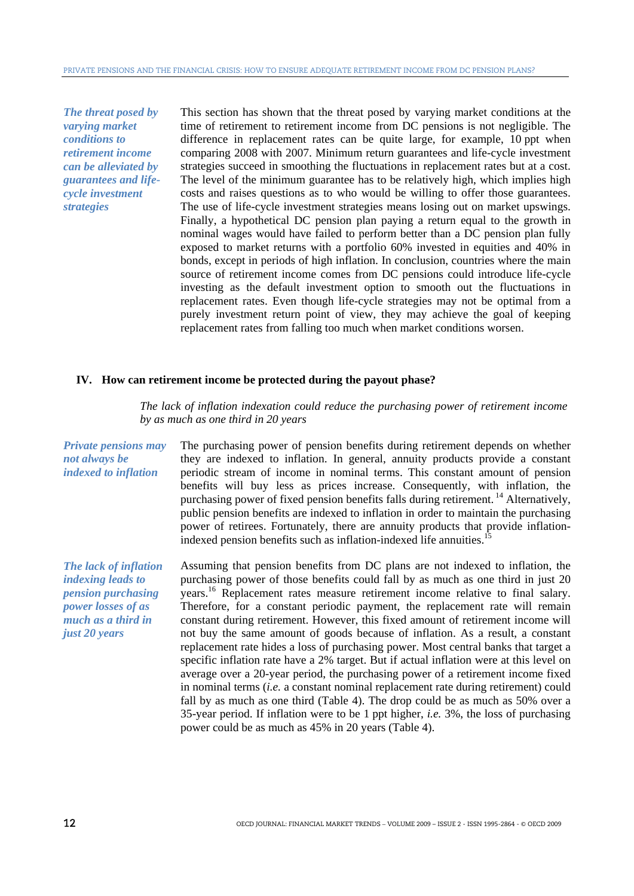*The threat posed by varying market conditions to retirement income can be alleviated by guarantees and life-cycle investment strategies*

This section has shown that the threat posed by varying market conditions at the time of retirement to retirement income from DC pensions is not negligible. The difference in replacement rates can be quite large, for example, 10 ppt when comparing 2008 with 2007. Minimum return guarantees and life-cycle investment strategies succeed in smoothing the fluctuations in replacement rates but at a cost. The level of the minimum guarantee has to be relatively high, which implies high costs and raises questions as to who would be willing to offer those guarantees. The use of life-cycle investment strategies means losing out on market upswings. Finally, a hypothetical DC pension plan paying a return equal to the growth in nominal wages would have failed to perform better than a DC pension plan fully exposed to market returns with a portfolio 60% invested in equities and 40% in bonds, except in periods of high inflation. In conclusion, countries where the main source of retirement income comes from DC pensions could introduce life-cycle investing as the default investment option to smooth out the fluctuations in replacement rates. Even though life-cycle strategies may not be optimal from a purely investment return point of view, they may achieve the goal of keeping replacement rates from falling too much when market conditions worsen.

## IV. How can retirement income be protected during the payout phase?

*The lack of inflation indexation could reduce the purchasing power of retirement income by as much as one third in 20 years*

*Private pensions may not always be indexed to inflation*

The purchasing power of pension benefits during retirement depends on whether they are indexed to inflation. In general, annuity products provide a constant periodic stream of income in nominal terms. This constant amount of pension benefits will buy less as prices increase. Consequently, with inflation, the purchasing power of fixed pension benefits falls during retirement.[14] Alternatively, public pension benefits are indexed to inflation in order to maintain the purchasing power of retirees. Fortunately, there are annuity products that provide inflation-indexed pension benefits such as inflation-indexed life annuities.[15]

*The lack of inflation indexing leads to pension purchasing power losses of as much as a third in just 20 years*

Assuming that pension benefits from DC plans are not indexed to inflation, the purchasing power of those benefits could fall by as much as one third in just 20 years.[16] Replacement rates measure retirement income relative to final salary. Therefore, for a constant periodic payment, the replacement rate will remain constant during retirement. However, this fixed amount of retirement income will not buy the same amount of goods because of inflation. As a result, a constant replacement rate hides a loss of purchasing power. Most central banks that target a specific inflation rate have a 2% target. But if actual inflation were at this level on average over a 20-year period, the purchasing power of a retirement income fixed in nominal terms (*i.e.* a constant nominal replacement rate during retirement) could fall by as much as one third (Table 4). The drop could be as much as 50% over a 35-year period. If inflation were to be 1 ppt higher, *i.e.* 3%, the loss of purchasing power could be as much as 45% in 20 years (Table 4).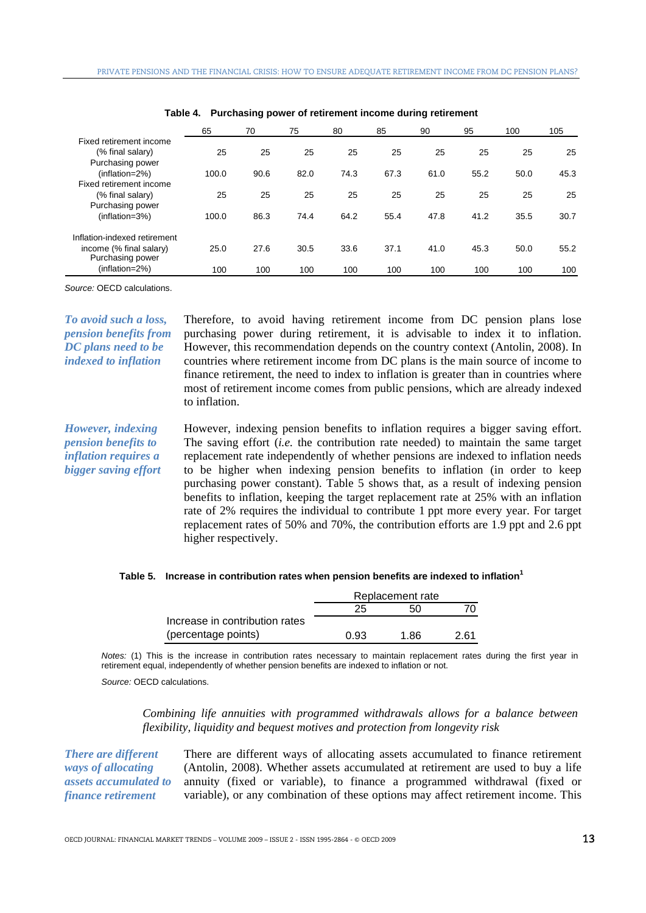**Table 4. Purchasing power of retirement income during retirement**

| | 65 | 70 | 75 | 80 | 85 | 90 | 95 | 100 | 105 |
|---|---|---|---|---|---|---|---|---|---|
| Fixed retirement income (% final salary) | 25 | 25 | 25 | 25 | 25 | 25 | 25 | 25 | 25 |
| Purchasing power (inflation=2%) | 100.0 | 90.6 | 82.0 | 74.3 | 67.3 | 61.0 | 55.2 | 50.0 | 45.3 |
| Fixed retirement income (% final salary) | 25 | 25 | 25 | 25 | 25 | 25 | 25 | 25 | 25 |
| Purchasing power (inflation=3%) | 100.0 | 86.3 | 74.4 | 64.2 | 55.4 | 47.8 | 41.2 | 35.5 | 30.7 |
| Inflation-indexed retirement income (% final salary) | 25.0 | 27.6 | 30.5 | 33.6 | 37.1 | 41.0 | 45.3 | 50.0 | 55.2 |
| Purchasing power (inflation=2%) | 100 | 100 | 100 | 100 | 100 | 100 | 100 | 100 | 100 |

*Source:* OECD calculations.

*To avoid such a loss, pension benefits from DC plans need to be indexed to inflation*

Therefore, to avoid having retirement income from DC pension plans lose purchasing power during retirement, it is advisable to index it to inflation. However, this recommendation depends on the country context (Antolin, 2008). In countries where retirement income from DC plans is the main source of income to finance retirement, the need to index to inflation is greater than in countries where most of retirement income comes from public pensions, which are already indexed to inflation.

*However, indexing pension benefits to inflation requires a bigger saving effort*

However, indexing pension benefits to inflation requires a bigger saving effort. The saving effort (*i.e.* the contribution rate needed) to maintain the same target replacement rate independently of whether pensions are indexed to inflation needs to be higher when indexing pension benefits to inflation (in order to keep purchasing power constant). Table 5 shows that, as a result of indexing pension benefits to inflation, keeping the target replacement rate at 25% with an inflation rate of 2% requires the individual to contribute 1 ppt more every year. For target replacement rates of 50% and 70%, the contribution efforts are 1.9 ppt and 2.6 ppt higher respectively.

**Table 5. Increase in contribution rates when pension benefits are indexed to inflation[1]**

| | Replacement rate | | |
|---|---|---|---|
| | 25 | 50 | 70 |
| Increase in contribution rates (percentage points) | 0.93 | 1.86 | 2.61 |

*Notes:* (1) This is the increase in contribution rates necessary to maintain replacement rates during the first year in retirement equal, independently of whether pension benefits are indexed to inflation or not.

*Source:* OECD calculations.

*Combining life annuities with programmed withdrawals allows for a balance between flexibility, liquidity and bequest motives and protection from longevity risk*

*There are different ways of allocating assets accumulated to finance retirement*

There are different ways of allocating assets accumulated to finance retirement (Antolin, 2008). Whether assets accumulated at retirement are used to buy a life annuity (fixed or variable), to finance a programmed withdrawal (fixed or variable), or any combination of these options may affect retirement income. This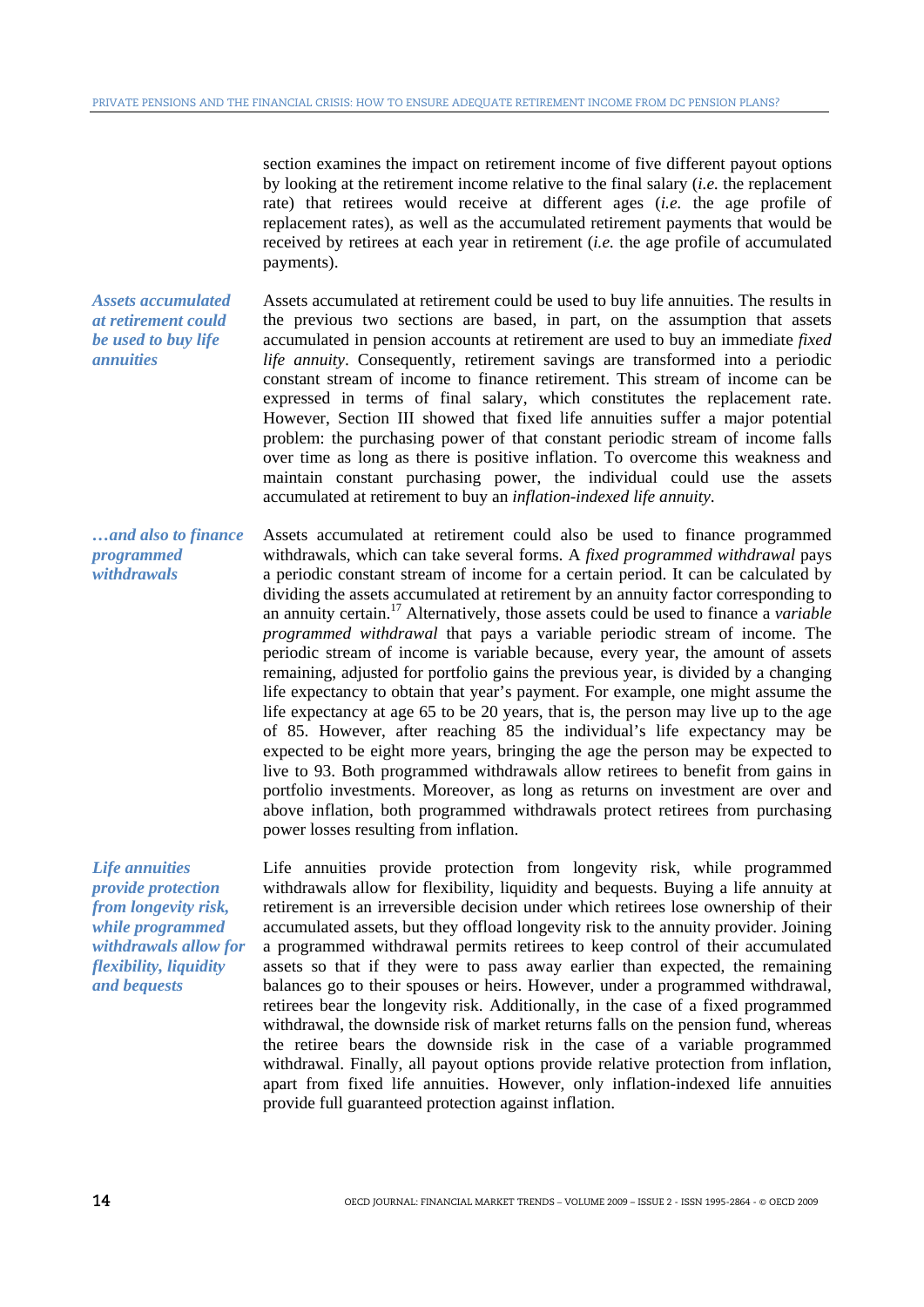section examines the impact on retirement income of five different payout options by looking at the retirement income relative to the final salary (*i.e.* the replacement rate) that retirees would receive at different ages (*i.e.* the age profile of replacement rates), as well as the accumulated retirement payments that would be received by retirees at each year in retirement (*i.e.* the age profile of accumulated payments).

***Assets accumulated at retirement could be used to buy life annuities***

Assets accumulated at retirement could be used to buy life annuities. The results in the previous two sections are based, in part, on the assumption that assets accumulated in pension accounts at retirement are used to buy an immediate *fixed life annuity*. Consequently, retirement savings are transformed into a periodic constant stream of income to finance retirement. This stream of income can be expressed in terms of final salary, which constitutes the replacement rate. However, Section III showed that fixed life annuities suffer a major potential problem: the purchasing power of that constant periodic stream of income falls over time as long as there is positive inflation. To overcome this weakness and maintain constant purchasing power, the individual could use the assets accumulated at retirement to buy an *inflation-indexed life annuity*.

***…and also to finance programmed withdrawals***

Assets accumulated at retirement could also be used to finance programmed withdrawals, which can take several forms. A *fixed programmed withdrawal* pays a periodic constant stream of income for a certain period. It can be calculated by dividing the assets accumulated at retirement by an annuity factor corresponding to an annuity certain.[17] Alternatively, those assets could be used to finance a *variable programmed withdrawal* that pays a variable periodic stream of income. The periodic stream of income is variable because, every year, the amount of assets remaining, adjusted for portfolio gains the previous year, is divided by a changing life expectancy to obtain that year's payment. For example, one might assume the life expectancy at age 65 to be 20 years, that is, the person may live up to the age of 85. However, after reaching 85 the individual's life expectancy may be expected to be eight more years, bringing the age the person may be expected to live to 93. Both programmed withdrawals allow retirees to benefit from gains in portfolio investments. Moreover, as long as returns on investment are over and above inflation, both programmed withdrawals protect retirees from purchasing power losses resulting from inflation.

***Life annuities provide protection from longevity risk, while programmed withdrawals allow for flexibility, liquidity and bequests***

Life annuities provide protection from longevity risk, while programmed withdrawals allow for flexibility, liquidity and bequests. Buying a life annuity at retirement is an irreversible decision under which retirees lose ownership of their accumulated assets, but they offload longevity risk to the annuity provider. Joining a programmed withdrawal permits retirees to keep control of their accumulated assets so that if they were to pass away earlier than expected, the remaining balances go to their spouses or heirs. However, under a programmed withdrawal, retirees bear the longevity risk. Additionally, in the case of a fixed programmed withdrawal, the downside risk of market returns falls on the pension fund, whereas the retiree bears the downside risk in the case of a variable programmed withdrawal. Finally, all payout options provide relative protection from inflation, apart from fixed life annuities. However, only inflation-indexed life annuities provide full guaranteed protection against inflation.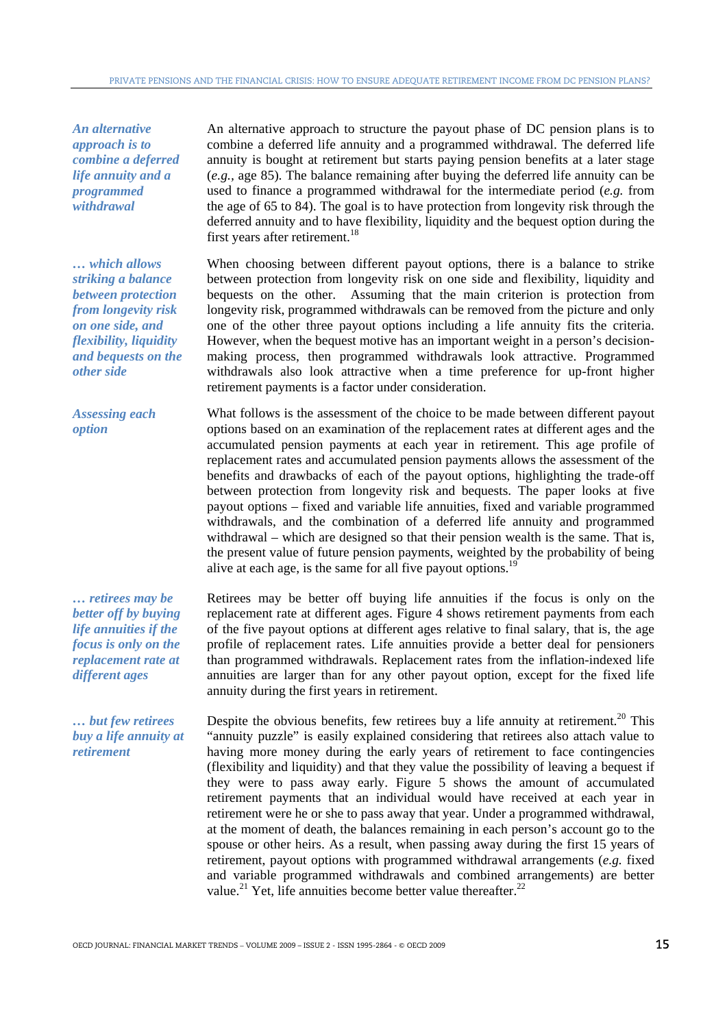*An alternative approach is to combine a deferred life annuity and a programmed withdrawal*

An alternative approach to structure the payout phase of DC pension plans is to combine a deferred life annuity and a programmed withdrawal. The deferred life annuity is bought at retirement but starts paying pension benefits at a later stage (*e.g.*, age 85). The balance remaining after buying the deferred life annuity can be used to finance a programmed withdrawal for the intermediate period (*e.g.* from the age of 65 to 84). The goal is to have protection from longevity risk through the deferred annuity and to have flexibility, liquidity and the bequest option during the first years after retirement.[18]

*… which allows striking a balance between protection from longevity risk on one side, and flexibility, liquidity and bequests on the other side*

When choosing between different payout options, there is a balance to strike between protection from longevity risk on one side and flexibility, liquidity and bequests on the other. Assuming that the main criterion is protection from longevity risk, programmed withdrawals can be removed from the picture and only one of the other three payout options including a life annuity fits the criteria. However, when the bequest motive has an important weight in a person's decision-making process, then programmed withdrawals look attractive. Programmed withdrawals also look attractive when a time preference for up-front higher retirement payments is a factor under consideration.

*Assessing each option*

What follows is the assessment of the choice to be made between different payout options based on an examination of the replacement rates at different ages and the accumulated pension payments at each year in retirement. This age profile of replacement rates and accumulated pension payments allows the assessment of the benefits and drawbacks of each of the payout options, highlighting the trade-off between protection from longevity risk and bequests. The paper looks at five payout options – fixed and variable life annuities, fixed and variable programmed withdrawals, and the combination of a deferred life annuity and programmed withdrawal – which are designed so that their pension wealth is the same. That is, the present value of future pension payments, weighted by the probability of being alive at each age, is the same for all five payout options.[19]

*… retirees may be better off by buying life annuities if the focus is only on the replacement rate at different ages*

Retirees may be better off buying life annuities if the focus is only on the replacement rate at different ages. Figure 4 shows retirement payments from each of the five payout options at different ages relative to final salary, that is, the age profile of replacement rates. Life annuities provide a better deal for pensioners than programmed withdrawals. Replacement rates from the inflation-indexed life annuities are larger than for any other payout option, except for the fixed life annuity during the first years in retirement.

*… but few retirees buy a life annuity at retirement*

Despite the obvious benefits, few retirees buy a life annuity at retirement.[20] This "annuity puzzle" is easily explained considering that retirees also attach value to having more money during the early years of retirement to face contingencies (flexibility and liquidity) and that they value the possibility of leaving a bequest if they were to pass away early. Figure 5 shows the amount of accumulated retirement payments that an individual would have received at each year in retirement were he or she to pass away that year. Under a programmed withdrawal, at the moment of death, the balances remaining in each person's account go to the spouse or other heirs. As a result, when passing away during the first 15 years of retirement, payout options with programmed withdrawal arrangements (*e.g.* fixed and variable programmed withdrawals and combined arrangements) are better value.[21] Yet, life annuities become better value thereafter.[22]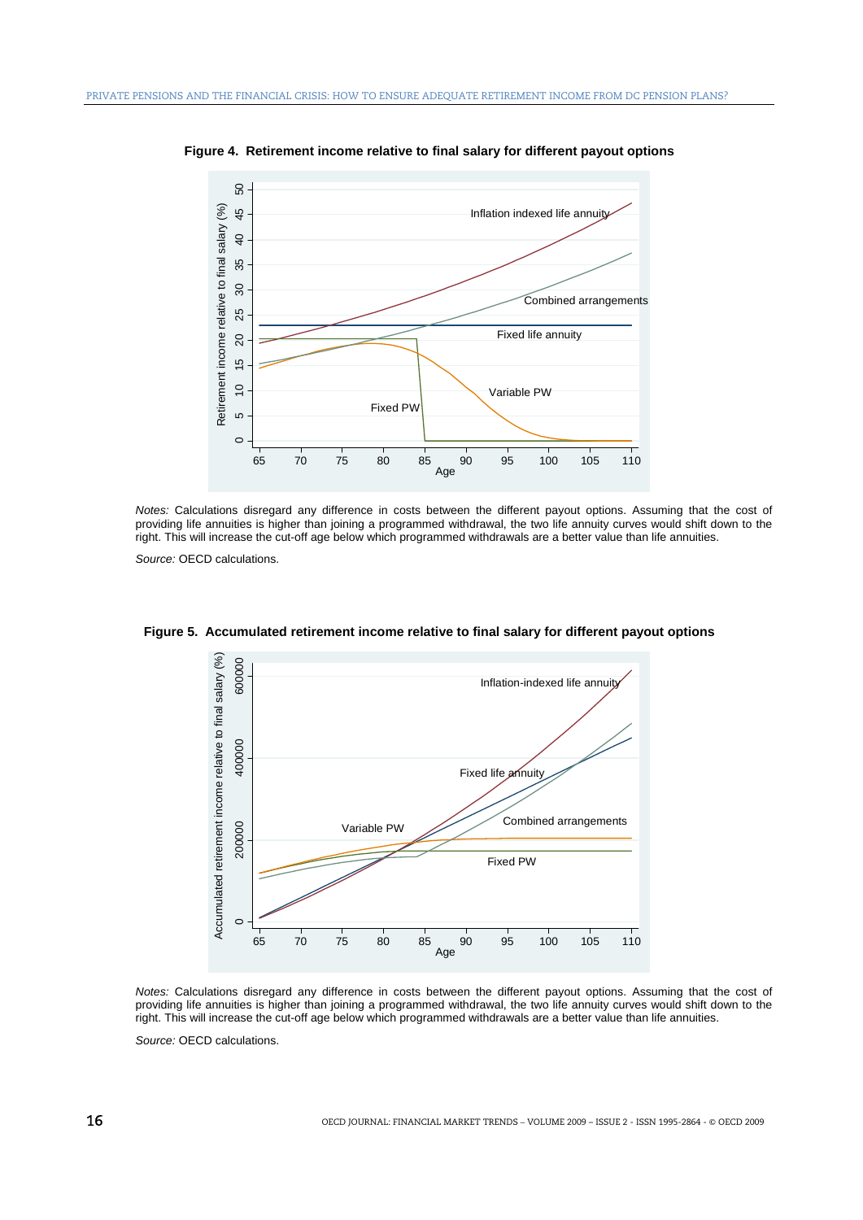**Figure 4. Retirement income relative to final salary for different payout options**

*Notes:* Calculations disregard any difference in costs between the different payout options. Assuming that the cost of providing life annuities is higher than joining a programmed withdrawal, the two life annuity curves would shift down to the right. This will increase the cut-off age below which programmed withdrawals are a better value than life annuities.

*Source:* OECD calculations.

**Figure 5. Accumulated retirement income relative to final salary for different payout options**

*Notes:* Calculations disregard any difference in costs between the different payout options. Assuming that the cost of providing life annuities is higher than joining a programmed withdrawal, the two life annuity curves would shift down to the right. This will increase the cut-off age below which programmed withdrawals are a better value than life annuities.

*Source:* OECD calculations.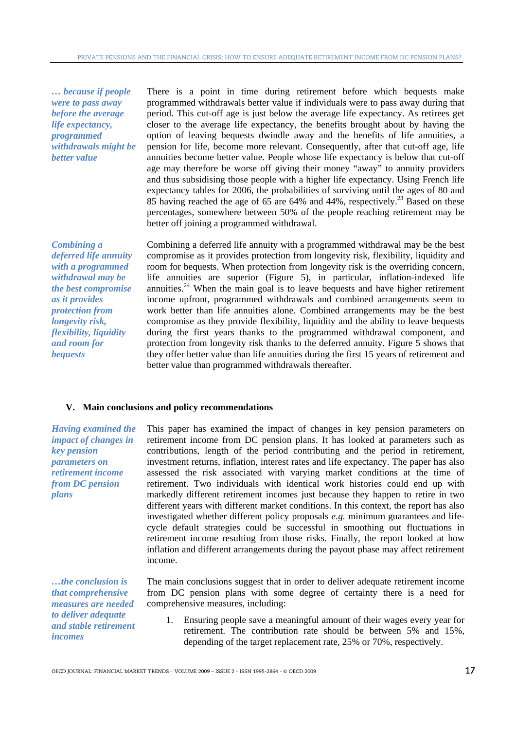*… because if people were to pass away before the average life expectancy, programmed withdrawals might be better value*

There is a point in time during retirement before which bequests make programmed withdrawals better value if individuals were to pass away during that period. This cut-off age is just below the average life expectancy. As retirees get closer to the average life expectancy, the benefits brought about by having the option of leaving bequests dwindle away and the benefits of life annuities, a pension for life, become more relevant. Consequently, after that cut-off age, life annuities become better value. People whose life expectancy is below that cut-off age may therefore be worse off giving their money "away" to annuity providers and thus subsidising those people with a higher life expectancy. Using French life expectancy tables for 2006, the probabilities of surviving until the ages of 80 and 85 having reached the age of 65 are 64% and 44%, respectively.[23] Based on these percentages, somewhere between 50% of the people reaching retirement may be better off joining a programmed withdrawal.

*Combining a deferred life annuity with a programmed withdrawal may be the best compromise as it provides protection from longevity risk, flexibility, liquidity and room for bequests*

Combining a deferred life annuity with a programmed withdrawal may be the best compromise as it provides protection from longevity risk, flexibility, liquidity and room for bequests. When protection from longevity risk is the overriding concern, life annuities are superior (Figure 5), in particular, inflation-indexed life annuities.[24] When the main goal is to leave bequests and have higher retirement income upfront, programmed withdrawals and combined arrangements seem to work better than life annuities alone. Combined arrangements may be the best compromise as they provide flexibility, liquidity and the ability to leave bequests during the first years thanks to the programmed withdrawal component, and protection from longevity risk thanks to the deferred annuity. Figure 5 shows that they offer better value than life annuities during the first 15 years of retirement and better value than programmed withdrawals thereafter.

## V. Main conclusions and policy recommendations

*Having examined the impact of changes in key pension parameters on retirement income from DC pension plans*

This paper has examined the impact of changes in key pension parameters on retirement income from DC pension plans. It has looked at parameters such as contributions, length of the period contributing and the period in retirement, investment returns, inflation, interest rates and life expectancy. The paper has also assessed the risk associated with varying market conditions at the time of retirement. Two individuals with identical work histories could end up with markedly different retirement incomes just because they happen to retire in two different years with different market conditions. In this context, the report has also investigated whether different policy proposals *e.g.* minimum guarantees and life-cycle default strategies could be successful in smoothing out fluctuations in retirement income resulting from those risks. Finally, the report looked at how inflation and different arrangements during the payout phase may affect retirement income.

*…the conclusion is that comprehensive measures are needed to deliver adequate and stable retirement incomes*

The main conclusions suggest that in order to deliver adequate retirement income from DC pension plans with some degree of certainty there is a need for comprehensive measures, including:

1. Ensuring people save a meaningful amount of their wages every year for retirement. The contribution rate should be between 5% and 15%, depending of the target replacement rate, 25% or 70%, respectively.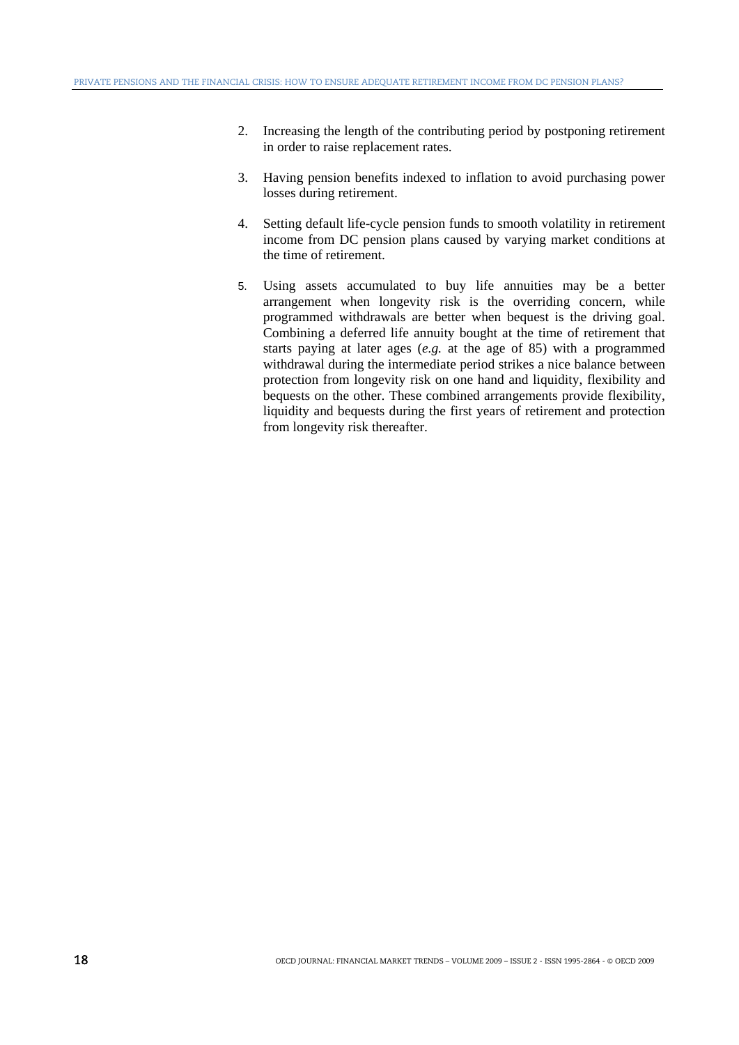2. Increasing the length of the contributing period by postponing retirement in order to raise replacement rates.

3. Having pension benefits indexed to inflation to avoid purchasing power losses during retirement.

4. Setting default life-cycle pension funds to smooth volatility in retirement income from DC pension plans caused by varying market conditions at the time of retirement.

5. Using assets accumulated to buy life annuities may be a better arrangement when longevity risk is the overriding concern, while programmed withdrawals are better when bequest is the driving goal. Combining a deferred life annuity bought at the time of retirement that starts paying at later ages (*e.g.* at the age of 85) with a programmed withdrawal during the intermediate period strikes a nice balance between protection from longevity risk on one hand and liquidity, flexibility and bequests on the other. These combined arrangements provide flexibility, liquidity and bequests during the first years of retirement and protection from longevity risk thereafter.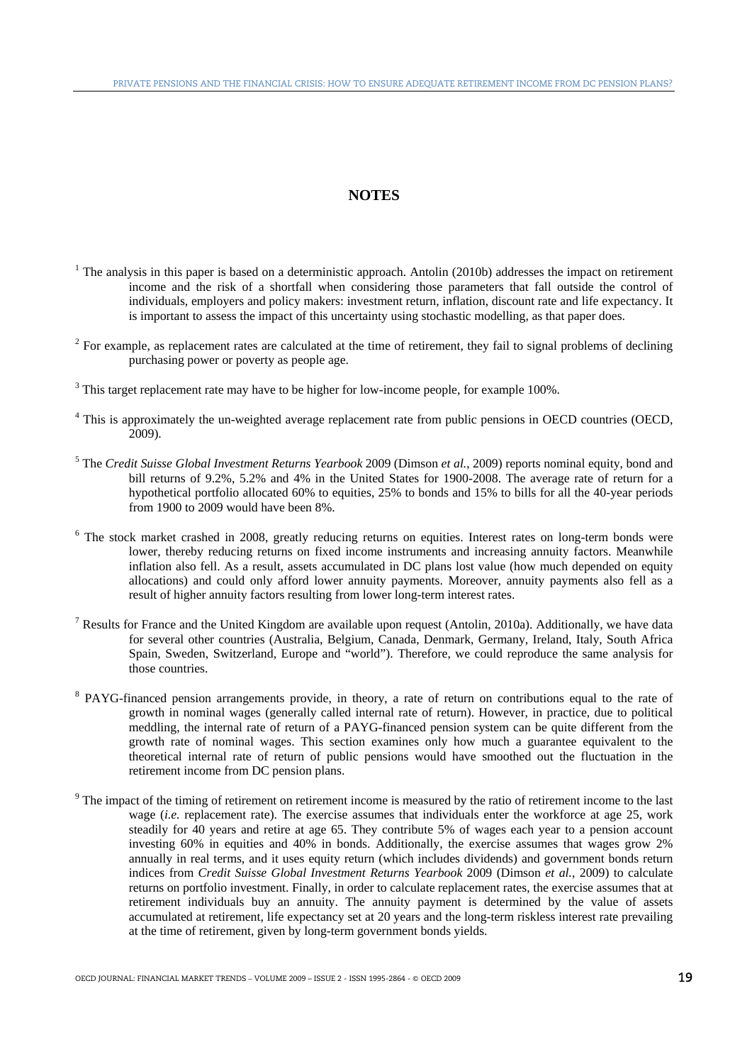## NOTES

[1] The analysis in this paper is based on a deterministic approach. Antolin (2010b) addresses the impact on retirement income and the risk of a shortfall when considering those parameters that fall outside the control of individuals, employers and policy makers: investment return, inflation, discount rate and life expectancy. It is important to assess the impact of this uncertainty using stochastic modelling, as that paper does.

[2] For example, as replacement rates are calculated at the time of retirement, they fail to signal problems of declining purchasing power or poverty as people age.

[3] This target replacement rate may have to be higher for low-income people, for example 100%.

[4] This is approximately the un-weighted average replacement rate from public pensions in OECD countries (OECD, 2009).

[5] The *Credit Suisse Global Investment Returns Yearbook* 2009 (Dimson *et al.*, 2009) reports nominal equity, bond and bill returns of 9.2%, 5.2% and 4% in the United States for 1900-2008. The average rate of return for a hypothetical portfolio allocated 60% to equities, 25% to bonds and 15% to bills for all the 40-year periods from 1900 to 2009 would have been 8%.

[6] The stock market crashed in 2008, greatly reducing returns on equities. Interest rates on long-term bonds were lower, thereby reducing returns on fixed income instruments and increasing annuity factors. Meanwhile inflation also fell. As a result, assets accumulated in DC plans lost value (how much depended on equity allocations) and could only afford lower annuity payments. Moreover, annuity payments also fell as a result of higher annuity factors resulting from lower long-term interest rates.

[7] Results for France and the United Kingdom are available upon request (Antolin, 2010a). Additionally, we have data for several other countries (Australia, Belgium, Canada, Denmark, Germany, Ireland, Italy, South Africa Spain, Sweden, Switzerland, Europe and "world"). Therefore, we could reproduce the same analysis for those countries.

[8] PAYG-financed pension arrangements provide, in theory, a rate of return on contributions equal to the rate of growth in nominal wages (generally called internal rate of return). However, in practice, due to political meddling, the internal rate of return of a PAYG-financed pension system can be quite different from the growth rate of nominal wages. This section examines only how much a guarantee equivalent to the theoretical internal rate of return of public pensions would have smoothed out the fluctuation in the retirement income from DC pension plans.

[9] The impact of the timing of retirement on retirement income is measured by the ratio of retirement income to the last wage (*i.e.* replacement rate). The exercise assumes that individuals enter the workforce at age 25, work steadily for 40 years and retire at age 65. They contribute 5% of wages each year to a pension account investing 60% in equities and 40% in bonds. Additionally, the exercise assumes that wages grow 2% annually in real terms, and it uses equity return (which includes dividends) and government bonds return indices from *Credit Suisse Global Investment Returns Yearbook* 2009 (Dimson *et al.*, 2009) to calculate returns on portfolio investment. Finally, in order to calculate replacement rates, the exercise assumes that at retirement individuals buy an annuity. The annuity payment is determined by the value of assets accumulated at retirement, life expectancy set at 20 years and the long-term riskless interest rate prevailing at the time of retirement, given by long-term government bonds yields.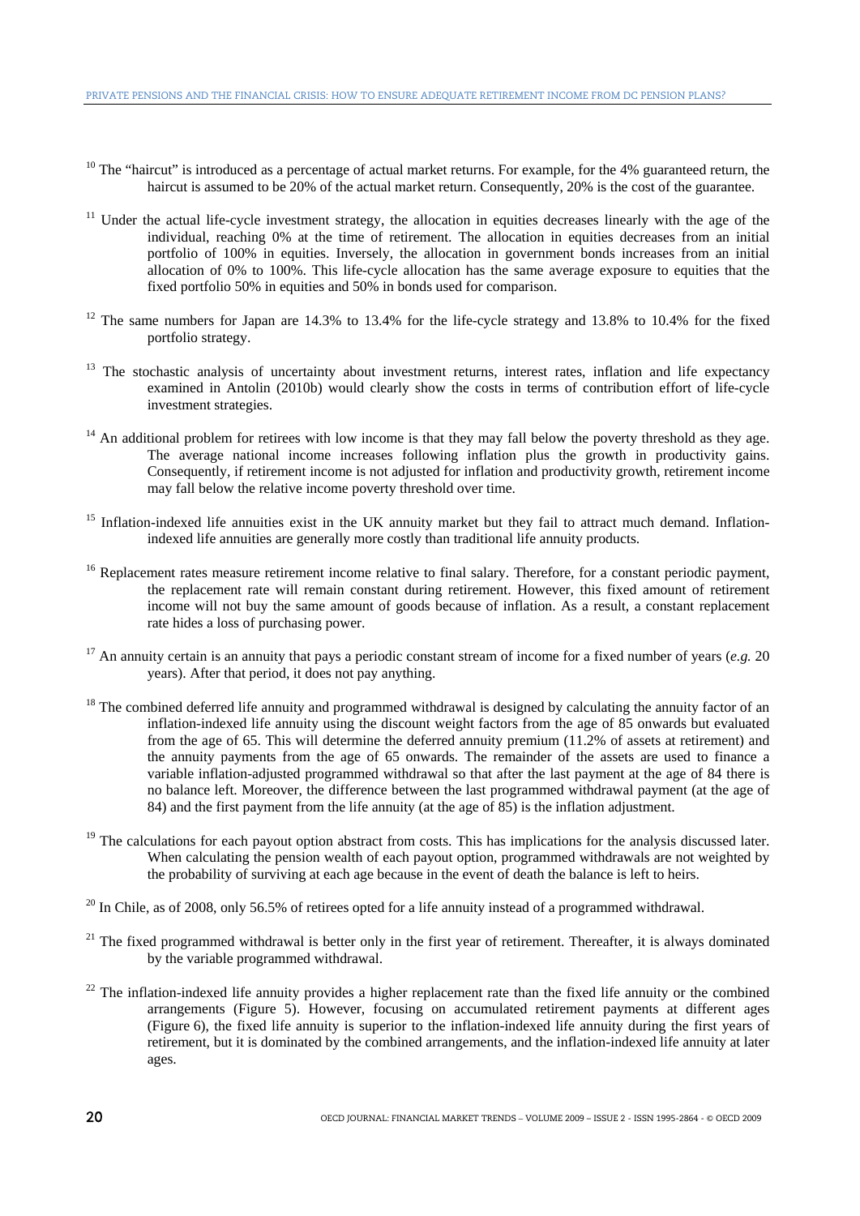[10] The "haircut" is introduced as a percentage of actual market returns. For example, for the 4% guaranteed return, the haircut is assumed to be 20% of the actual market return. Consequently, 20% is the cost of the guarantee.

[11] Under the actual life-cycle investment strategy, the allocation in equities decreases linearly with the age of the individual, reaching 0% at the time of retirement. The allocation in equities decreases from an initial portfolio of 100% in equities. Inversely, the allocation in government bonds increases from an initial allocation of 0% to 100%. This life-cycle allocation has the same average exposure to equities that the fixed portfolio 50% in equities and 50% in bonds used for comparison.

[12] The same numbers for Japan are 14.3% to 13.4% for the life-cycle strategy and 13.8% to 10.4% for the fixed portfolio strategy.

[13] The stochastic analysis of uncertainty about investment returns, interest rates, inflation and life expectancy examined in Antolin (2010b) would clearly show the costs in terms of contribution effort of life-cycle investment strategies.

[14] An additional problem for retirees with low income is that they may fall below the poverty threshold as they age. The average national income increases following inflation plus the growth in productivity gains. Consequently, if retirement income is not adjusted for inflation and productivity growth, retirement income may fall below the relative income poverty threshold over time.

[15] Inflation-indexed life annuities exist in the UK annuity market but they fail to attract much demand. Inflation-indexed life annuities are generally more costly than traditional life annuity products.

[16] Replacement rates measure retirement income relative to final salary. Therefore, for a constant periodic payment, the replacement rate will remain constant during retirement. However, this fixed amount of retirement income will not buy the same amount of goods because of inflation. As a result, a constant replacement rate hides a loss of purchasing power.

[17] An annuity certain is an annuity that pays a periodic constant stream of income for a fixed number of years (*e.g.* 20 years). After that period, it does not pay anything.

[18] The combined deferred life annuity and programmed withdrawal is designed by calculating the annuity factor of an inflation-indexed life annuity using the discount weight factors from the age of 85 onwards but evaluated from the age of 65. This will determine the deferred annuity premium (11.2% of assets at retirement) and the annuity payments from the age of 65 onwards. The remainder of the assets are used to finance a variable inflation-adjusted programmed withdrawal so that after the last payment at the age of 84 there is no balance left. Moreover, the difference between the last programmed withdrawal payment (at the age of 84) and the first payment from the life annuity (at the age of 85) is the inflation adjustment.

[19] The calculations for each payout option abstract from costs. This has implications for the analysis discussed later. When calculating the pension wealth of each payout option, programmed withdrawals are not weighted by the probability of surviving at each age because in the event of death the balance is left to heirs.

[20] In Chile, as of 2008, only 56.5% of retirees opted for a life annuity instead of a programmed withdrawal.

[21] The fixed programmed withdrawal is better only in the first year of retirement. Thereafter, it is always dominated by the variable programmed withdrawal.

[22] The inflation-indexed life annuity provides a higher replacement rate than the fixed life annuity or the combined arrangements (Figure 5). However, focusing on accumulated retirement payments at different ages (Figure 6), the fixed life annuity is superior to the inflation-indexed life annuity during the first years of retirement, but it is dominated by the combined arrangements, and the inflation-indexed life annuity at later ages.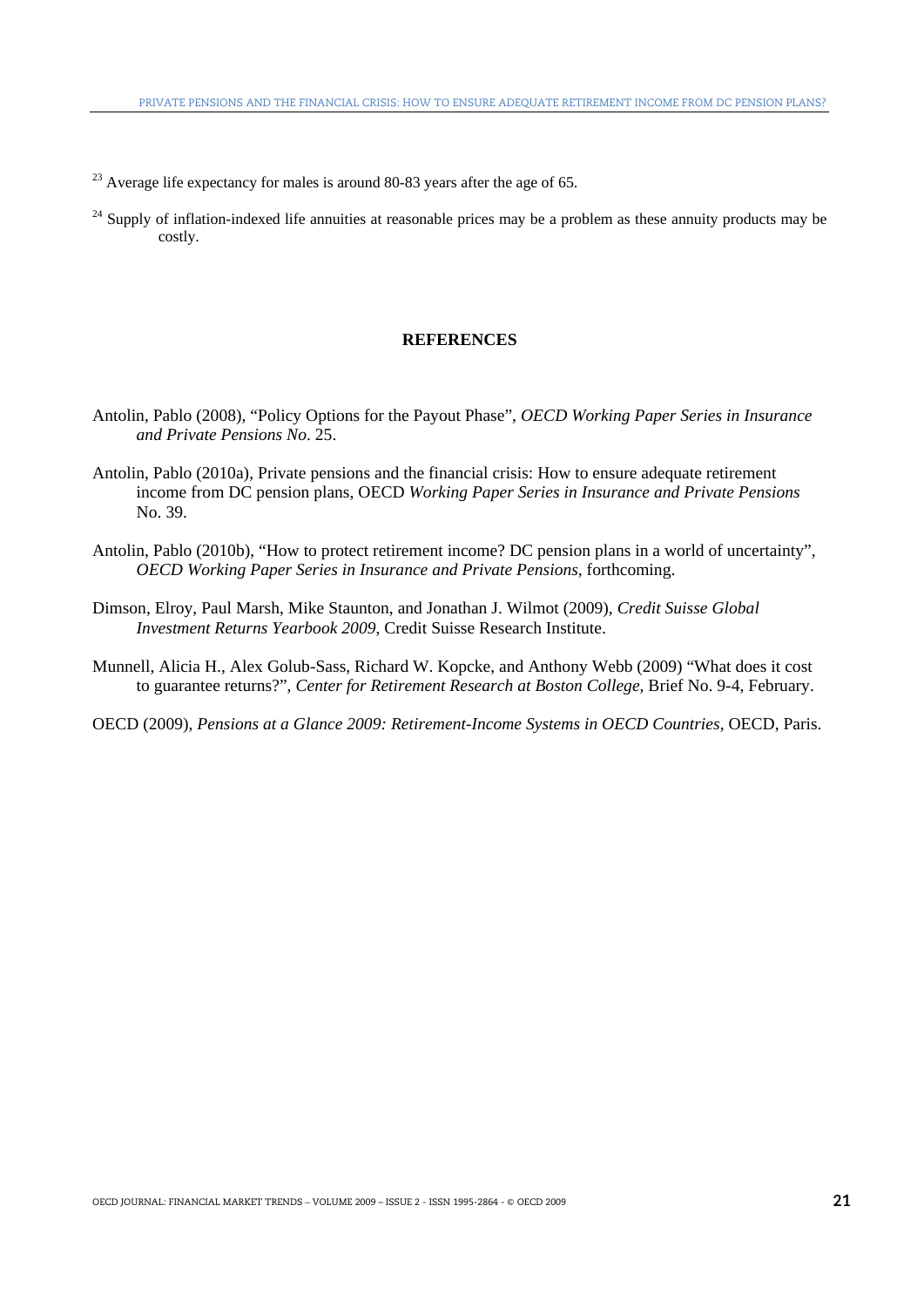[23] Average life expectancy for males is around 80-83 years after the age of 65.

[24] Supply of inflation-indexed life annuities at reasonable prices may be a problem as these annuity products may be costly.

## REFERENCES

Antolin, Pablo (2008), "Policy Options for the Payout Phase", *OECD Working Paper Series in Insurance and Private Pensions No*. 25.

Antolin, Pablo (2010a), Private pensions and the financial crisis: How to ensure adequate retirement income from DC pension plans, OECD *Working Paper Series in Insurance and Private Pensions* No. 39.

Antolin, Pablo (2010b), "How to protect retirement income? DC pension plans in a world of uncertainty", *OECD Working Paper Series in Insurance and Private Pensions*, forthcoming.

Dimson, Elroy, Paul Marsh, Mike Staunton, and Jonathan J. Wilmot (2009), *Credit Suisse Global Investment Returns Yearbook 2009*, Credit Suisse Research Institute.

Munnell, Alicia H., Alex Golub-Sass, Richard W. Kopcke, and Anthony Webb (2009) "What does it cost to guarantee returns?", *Center for Retirement Research at Boston College*, Brief No. 9-4, February.

OECD (2009), *Pensions at a Glance 2009: Retirement-Income Systems in OECD Countries*, OECD, Paris.